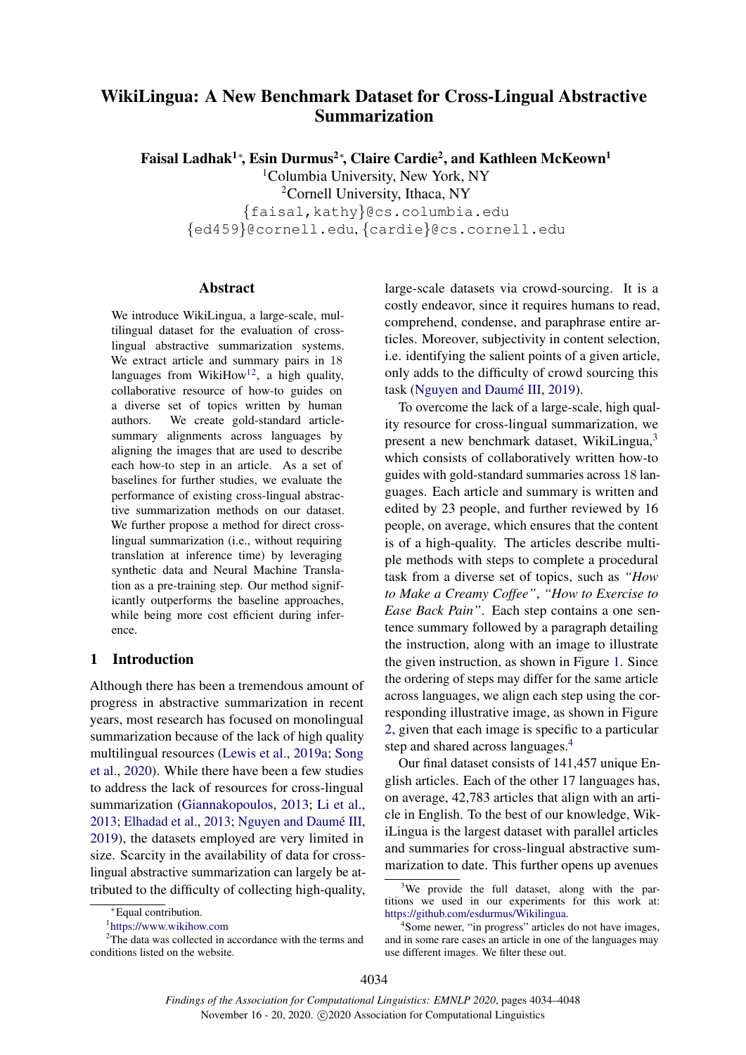# WikiLingua: A New Benchmark Dataset for Cross-Lingual Abstractive Summarization

**Faisal Ladhak[1]\*, Esin Durmus[2]\*, Claire Cardie[2], and Kathleen McKeown[1]**

[1]Columbia University, New York, NY

[2]Cornell University, Ithaca, NY

{faisal,kathy}@cs.columbia.edu

{ed459}@cornell.edu, {cardie}@cs.cornell.edu

## Abstract

We introduce WikiLingua, a large-scale, multilingual dataset for the evaluation of cross-lingual abstractive summarization systems. We extract article and summary pairs in 18 languages from WikiHow[1,2], a high quality, collaborative resource of how-to guides on a diverse set of topics written by human authors. We create gold-standard article-summary alignments across languages by aligning the images that are used to describe each how-to step in an article. As a set of baselines for further studies, we evaluate the performance of existing cross-lingual abstractive summarization methods on our dataset. We further propose a method for direct cross-lingual summarization (i.e., without requiring translation at inference time) by leveraging synthetic data and Neural Machine Translation as a pre-training step. Our method significantly outperforms the baseline approaches, while being more cost efficient during inference.

## 1 Introduction

Although there has been a tremendous amount of progress in abstractive summarization in recent years, most research has focused on monolingual summarization because of the lack of high quality multilingual resources (Lewis et al., 2019a; Song et al., 2020). While there have been a few studies to address the lack of resources for cross-lingual summarization (Giannakopoulos, 2013; Li et al., 2013; Elhadad et al., 2013; Nguyen and Daumé III, 2019), the datasets employed are very limited in size. Scarcity in the availability of data for cross-lingual abstractive summarization can largely be attributed to the difficulty of collecting high-quality, large-scale datasets via crowd-sourcing. It is a costly endeavor, since it requires humans to read, comprehend, condense, and paraphrase entire articles. Moreover, subjectivity in content selection, i.e. identifying the salient points of a given article, only adds to the difficulty of crowd sourcing this task (Nguyen and Daumé III, 2019).

To overcome the lack of a large-scale, high quality resource for cross-lingual summarization, we present a new benchmark dataset, WikiLingua,[3] which consists of collaboratively written how-to guides with gold-standard summaries across 18 languages. Each article and summary is written and edited by 23 people, and further reviewed by 16 people, on average, which ensures that the content is of a high-quality. The articles describe multiple methods with steps to complete a procedural task from a diverse set of topics, such as *"How to Make a Creamy Coffee"*, *"How to Exercise to Ease Back Pain"*. Each step contains a one sentence summary followed by a paragraph detailing the instruction, along with an image to illustrate the given instruction, as shown in Figure 1. Since the ordering of steps may differ for the same article across languages, we align each step using the corresponding illustrative image, as shown in Figure 2, given that each image is specific to a particular step and shared across languages.[4]

Our final dataset consists of 141,457 unique English articles. Each of the other 17 languages has, on average, 42,783 articles that align with an article in English. To the best of our knowledge, WikiLingua is the largest dataset with parallel articles and summaries for cross-lingual abstractive summarization to date. This further opens up avenues

---

\*Equal contribution.

[1]https://www.wikihow.com

[2]The data was collected in accordance with the terms and conditions listed on the website.

[3]We provide the full dataset, along with the partitions we used in our experiments for this work at: https://github.com/esdurmus/Wikilingua.

[4]Some newer, "in progress" articles do not have images, and in some rare cases an article in one of the languages may use different images. We filter these out.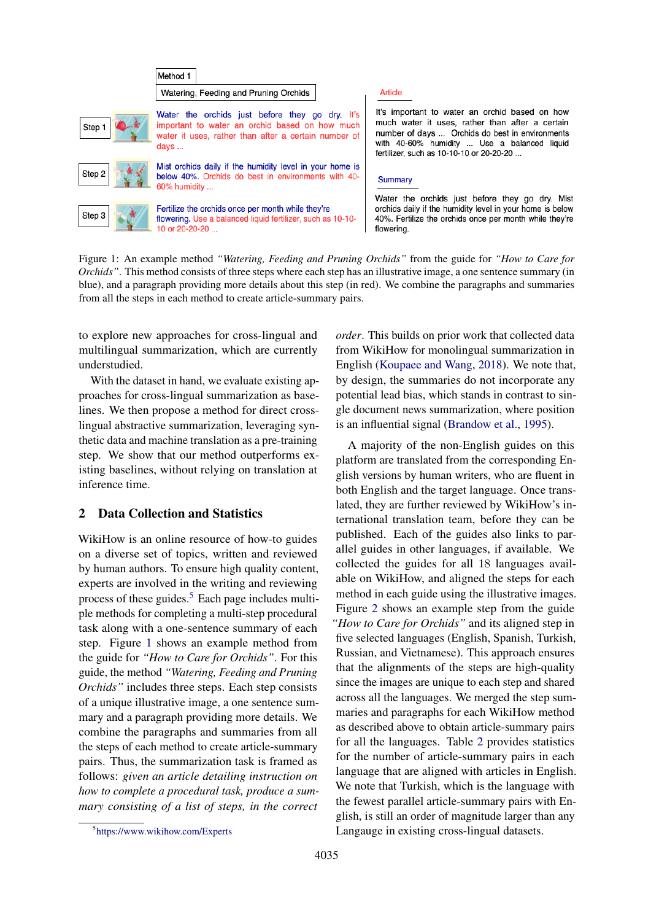Method 1

Watering, Feeding and Pruning Orchids

Step 1 — Water the orchids just before they go dry. It's important to water an orchid based on how much water it uses, rather than after a certain number of days ...

Step 2 — Mist orchids daily if the humidity level in your home is below 40%. Orchids do best in environments with 40-60% humidity ...

Step 3 — Fertilize the orchids once per month while they're flowering. Use a balanced liquid fertilizer, such as 10-10-10 or 20-20-20 ...

Article

It's important to water an orchid based on how much water it uses, rather than after a certain number of days ... Orchids do best in environments with 40-60% humidity ... Use a balanced liquid fertilizer, such as 10-10-10 or 20-20-20 ...

Summary

Water the orchids just before they go dry. Mist orchids daily if the humidity level in your home is below 40%. Fertilize the orchids once per month while they're flowering.

Figure 1: An example method *"Watering, Feeding and Pruning Orchids"* from the guide for *"How to Care for Orchids"*. This method consists of three steps where each step has an illustrative image, a one sentence summary (in blue), and a paragraph providing more details about this step (in red). We combine the paragraphs and summaries from all the steps in each method to create article-summary pairs.

to explore new approaches for cross-lingual and multilingual summarization, which are currently understudied.

With the dataset in hand, we evaluate existing approaches for cross-lingual summarization as baselines. We then propose a method for direct cross-lingual abstractive summarization, leveraging synthetic data and machine translation as a pre-training step. We show that our method outperforms existing baselines, without relying on translation at inference time.

## 2 Data Collection and Statistics

WikiHow is an online resource of how-to guides on a diverse set of topics, written and reviewed by human authors. To ensure high quality content, experts are involved in the writing and reviewing process of these guides.[5] Each page includes multiple methods for completing a multi-step procedural task along with a one-sentence summary of each step. Figure 1 shows an example method from the guide for *"How to Care for Orchids"*. For this guide, the method *"Watering, Feeding and Pruning Orchids"* includes three steps. Each step consists of a unique illustrative image, a one sentence summary and a paragraph providing more details. We combine the paragraphs and summaries from all the steps of each method to create article-summary pairs. Thus, the summarization task is framed as follows: *given an article detailing instruction on how to complete a procedural task, produce a summary consisting of a list of steps, in the correct order*. This builds on prior work that collected data from WikiHow for monolingual summarization in English (Koupaee and Wang, 2018). We note that, by design, the summaries do not incorporate any potential lead bias, which stands in contrast to single document news summarization, where position is an influential signal (Brandow et al., 1995).

A majority of the non-English guides on this platform are translated from the corresponding English versions by human writers, who are fluent in both English and the target language. Once translated, they are further reviewed by WikiHow's international translation team, before they can be published. Each of the guides also links to parallel guides in other languages, if available. We collected the guides for all 18 languages available on WikiHow, and aligned the steps for each method in each guide using the illustrative images. Figure 2 shows an example step from the guide *"How to Care for Orchids"* and its aligned step in five selected languages (English, Spanish, Turkish, Russian, and Vietnamese). This approach ensures that the alignments of the steps are high-quality since the images are unique to each step and shared across all the languages. We merged the step summaries and paragraphs for each WikiHow method as described above to obtain article-summary pairs for all the languages. Table 2 provides statistics for the number of article-summary pairs in each language that are aligned with articles in English. We note that Turkish, which is the language with the fewest parallel article-summary pairs with English, is still an order of magnitude larger than any Langauge in existing cross-lingual datasets.

[5] https://www.wikihow.com/Experts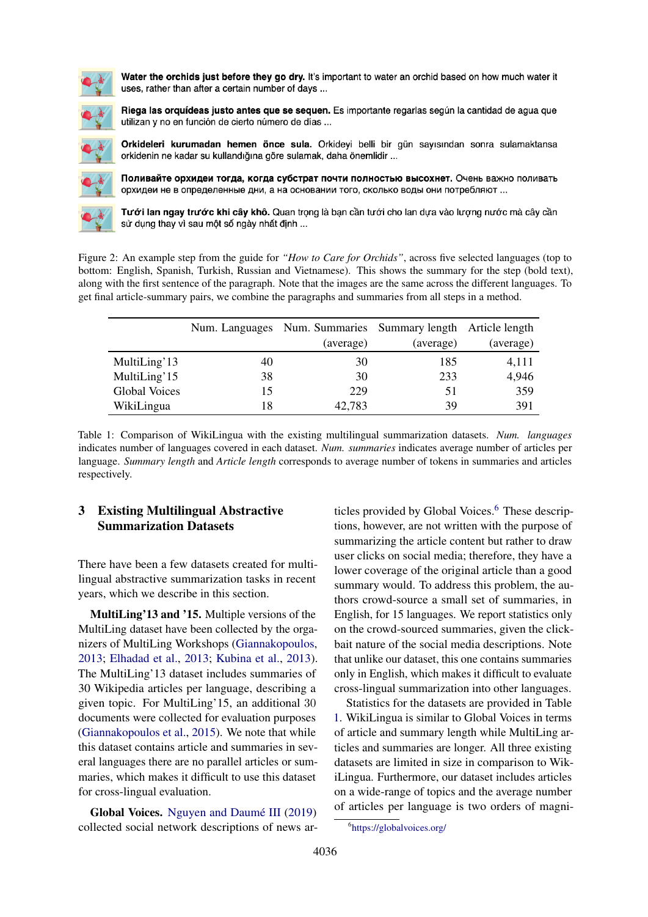**Water the orchids just before they go dry.** It's important to water an orchid based on how much water it uses, rather than after a certain number of days ...

**Riega las orquídeas justo antes que se sequen.** Es importante regarlas según la cantidad de agua que utilizan y no en función de cierto número de días ...

**Orkideleri kurumadan hemen önce sula.** Orkideyi belli bir gün sayısından sonra sulamaktansa orkidenin ne kadar su kullandığına göre sulamak, daha önemlidir ...

**Поливайте орхидеи тогда, когда субстрат почти полностью высохнет.** Очень важно поливать орхидеи не в определенные дни, а на основании того, сколько воды они потребляют ...

**Tưới lan ngay trước khi cây khô.** Quan trọng là bạn cần tưới cho lan dựa vào lượng nước mà cây cần sử dụng thay vì sau một số ngày nhất định ...

Figure 2: An example step from the guide for *"How to Care for Orchids"*, across five selected languages (top to bottom: English, Spanish, Turkish, Russian and Vietnamese). This shows the summary for the step (bold text), along with the first sentence of the paragraph. Note that the images are the same across the different languages. To get final article-summary pairs, we combine the paragraphs and summaries from all steps in a method.

| | Num. Languages | Num. Summaries (average) | Summary length (average) | Article length (average) |
|---|---|---|---|---|
| MultiLing'13 | 40 | 30 | 185 | 4,111 |
| MultiLing'15 | 38 | 30 | 233 | 4,946 |
| Global Voices | 15 | 229 | 51 | 359 |
| WikiLingua | 18 | 42,783 | 39 | 391 |

Table 1: Comparison of WikiLingua with the existing multilingual summarization datasets. *Num. languages* indicates number of languages covered in each dataset. *Num. summaries* indicates average number of articles per language. *Summary length* and *Article length* corresponds to average number of tokens in summaries and articles respectively.

## 3 Existing Multilingual Abstractive Summarization Datasets

There have been a few datasets created for multilingual abstractive summarization tasks in recent years, which we describe in this section.

**MultiLing'13 and '15.** Multiple versions of the MultiLing dataset have been collected by the organizers of MultiLing Workshops (Giannakopoulos, 2013; Elhadad et al., 2013; Kubina et al., 2013). The MultiLing'13 dataset includes summaries of 30 Wikipedia articles per language, describing a given topic. For MultiLing'15, an additional 30 documents were collected for evaluation purposes (Giannakopoulos et al., 2015). We note that while this dataset contains article and summaries in several languages there are no parallel articles or summaries, which makes it difficult to use this dataset for cross-lingual evaluation.

**Global Voices.** Nguyen and Daumé III (2019) collected social network descriptions of news articles provided by Global Voices.[6] These descriptions, however, are not written with the purpose of summarizing the article content but rather to draw user clicks on social media; therefore, they have a lower coverage of the original article than a good summary would. To address this problem, the authors crowd-source a small set of summaries, in English, for 15 languages. We report statistics only on the crowd-sourced summaries, given the click-bait nature of the social media descriptions. Note that unlike our dataset, this one contains summaries only in English, which makes it difficult to evaluate cross-lingual summarization into other languages.

Statistics for the datasets are provided in Table 1. WikiLingua is similar to Global Voices in terms of article and summary length while MultiLing articles and summaries are longer. All three existing datasets are limited in size in comparison to WikiLingua. Furthermore, our dataset includes articles on a wide-range of topics and the average number of articles per language is two orders of magni-

[6] https://globalvoices.org/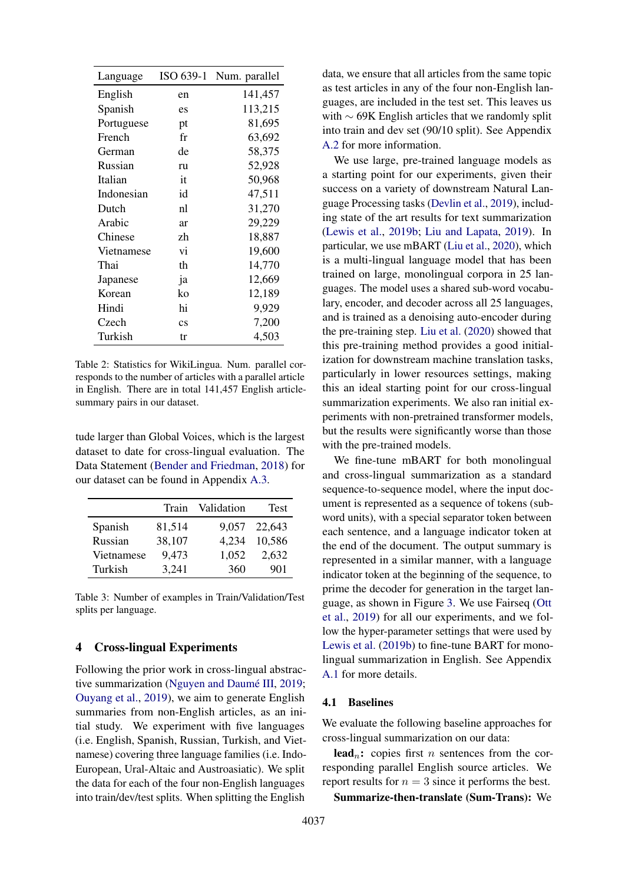| Language | ISO 639-1 | Num. parallel |
|---|---|---|
| English | en | 141,457 |
| Spanish | es | 113,215 |
| Portuguese | pt | 81,695 |
| French | fr | 63,692 |
| German | de | 58,375 |
| Russian | ru | 52,928 |
| Italian | it | 50,968 |
| Indonesian | id | 47,511 |
| Dutch | nl | 31,270 |
| Arabic | ar | 29,229 |
| Chinese | zh | 18,887 |
| Vietnamese | vi | 19,600 |
| Thai | th | 14,770 |
| Japanese | ja | 12,669 |
| Korean | ko | 12,189 |
| Hindi | hi | 9,929 |
| Czech | cs | 7,200 |
| Turkish | tr | 4,503 |

Table 2: Statistics for WikiLingua. Num. parallel corresponds to the number of articles with a parallel article in English. There are in total 141,457 English article-summary pairs in our dataset.

tude larger than Global Voices, which is the largest dataset to date for cross-lingual evaluation. The Data Statement (Bender and Friedman, 2018) for our dataset can be found in Appendix A.3.

| | Train | Validation | Test |
|---|---|---|---|
| Spanish | 81,514 | 9,057 | 22,643 |
| Russian | 38,107 | 4,234 | 10,586 |
| Vietnamese | 9,473 | 1,052 | 2,632 |
| Turkish | 3,241 | 360 | 901 |

Table 3: Number of examples in Train/Validation/Test splits per language.

## 4 Cross-lingual Experiments

Following the prior work in cross-lingual abstractive summarization (Nguyen and Daumé III, 2019; Ouyang et al., 2019), we aim to generate English summaries from non-English articles, as an initial study. We experiment with five languages (i.e. English, Spanish, Russian, Turkish, and Vietnamese) covering three language families (i.e. Indo-European, Ural-Altaic and Austroasiatic). We split the data for each of the four non-English languages into train/dev/test splits. When splitting the English data, we ensure that all articles from the same topic as test articles in any of the four non-English languages, are included in the test set. This leaves us with $\sim$ 69K English articles that we randomly split into train and dev set (90/10 split). See Appendix A.2 for more information.

We use large, pre-trained language models as a starting point for our experiments, given their success on a variety of downstream Natural Language Processing tasks (Devlin et al., 2019), including state of the art results for text summarization (Lewis et al., 2019b; Liu and Lapata, 2019). In particular, we use mBART (Liu et al., 2020), which is a multi-lingual language model that has been trained on large, monolingual corpora in 25 languages. The model uses a shared sub-word vocabulary, encoder, and decoder across all 25 languages, and is trained as a denoising auto-encoder during the pre-training step. Liu et al. (2020) showed that this pre-training method provides a good initialization for downstream machine translation tasks, particularly in lower resources settings, making this an ideal starting point for our cross-lingual summarization experiments. We also ran initial experiments with non-pretrained transformer models, but the results were significantly worse than those with the pre-trained models.

We fine-tune mBART for both monolingual and cross-lingual summarization as a standard sequence-to-sequence model, where the input document is represented as a sequence of tokens (subword units), with a special separator token between each sentence, and a language indicator token at the end of the document. The output summary is represented in a similar manner, with a language indicator token at the beginning of the sequence, to prime the decoder for generation in the target language, as shown in Figure 3. We use Fairseq (Ott et al., 2019) for all our experiments, and we follow the hyper-parameter settings that were used by Lewis et al. (2019b) to fine-tune BART for monolingual summarization in English. See Appendix A.1 for more details.

### 4.1 Baselines

We evaluate the following baseline approaches for cross-lingual summarization on our data:

**lead$_n$:** copies first $n$ sentences from the corresponding parallel English source articles. We report results for $n = 3$ since it performs the best.

**Summarize-then-translate (Sum-Trans):** We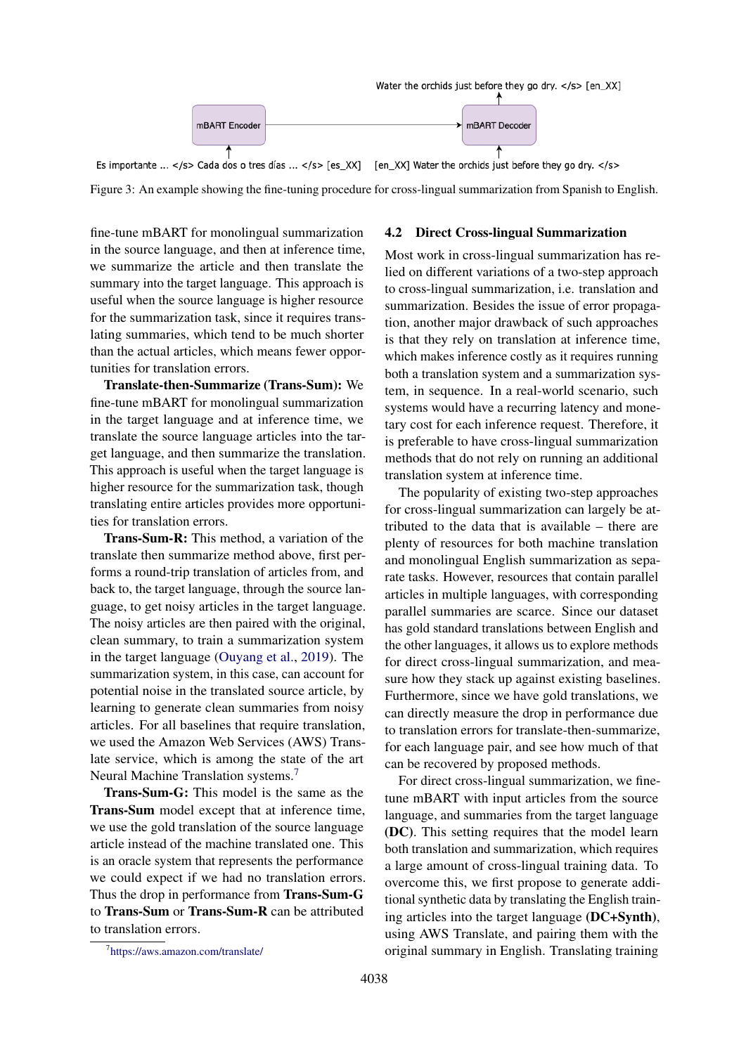Water the orchids just before they go dry. </s> [en_XX]

mBART Encoder → mBART Decoder

Es importante ... </s> Cada dos o tres días ... </s> [es_XX]   [en_XX] Water the orchids just before they go dry. </s>

Figure 3: An example showing the fine-tuning procedure for cross-lingual summarization from Spanish to English.

fine-tune mBART for monolingual summarization in the source language, and then at inference time, we summarize the article and then translate the summary into the target language. This approach is useful when the source language is higher resource for the summarization task, since it requires translating summaries, which tend to be much shorter than the actual articles, which means fewer opportunities for translation errors.

**Translate-then-Summarize (Trans-Sum):** We fine-tune mBART for monolingual summarization in the target language and at inference time, we translate the source language articles into the target language, and then summarize the translation. This approach is useful when the target language is higher resource for the summarization task, though translating entire articles provides more opportunities for translation errors.

**Trans-Sum-R:** This method, a variation of the translate then summarize method above, first performs a round-trip translation of articles from, and back to, the target language, through the source language, to get noisy articles in the target language. The noisy articles are then paired with the original, clean summary, to train a summarization system in the target language (Ouyang et al., 2019). The summarization system, in this case, can account for potential noise in the translated source article, by learning to generate clean summaries from noisy articles. For all baselines that require translation, we used the Amazon Web Services (AWS) Translate service, which is among the state of the art Neural Machine Translation systems.[7]

**Trans-Sum-G:** This model is the same as the **Trans-Sum** model except that at inference time, we use the gold translation of the source language article instead of the machine translated one. This is an oracle system that represents the performance we could expect if we had no translation errors. Thus the drop in performance from **Trans-Sum-G** to **Trans-Sum** or **Trans-Sum-R** can be attributed to translation errors.

[7] https://aws.amazon.com/translate/

### 4.2 Direct Cross-lingual Summarization

Most work in cross-lingual summarization has relied on different variations of a two-step approach to cross-lingual summarization, i.e. translation and summarization. Besides the issue of error propagation, another major drawback of such approaches is that they rely on translation at inference time, which makes inference costly as it requires running both a translation system and a summarization system, in sequence. In a real-world scenario, such systems would have a recurring latency and monetary cost for each inference request. Therefore, it is preferable to have cross-lingual summarization methods that do not rely on running an additional translation system at inference time.

The popularity of existing two-step approaches for cross-lingual summarization can largely be attributed to the data that is available – there are plenty of resources for both machine translation and monolingual English summarization as separate tasks. However, resources that contain parallel articles in multiple languages, with corresponding parallel summaries are scarce. Since our dataset has gold standard translations between English and the other languages, it allows us to explore methods for direct cross-lingual summarization, and measure how they stack up against existing baselines. Furthermore, since we have gold translations, we can directly measure the drop in performance due to translation errors for translate-then-summarize, for each language pair, and see how much of that can be recovered by proposed methods.

For direct cross-lingual summarization, we fine-tune mBART with input articles from the source language, and summaries from the target language **(DC)**. This setting requires that the model learn both translation and summarization, which requires a large amount of cross-lingual training data. To overcome this, we first propose to generate additional synthetic data by translating the English training articles into the target language **(DC+Synth)**, using AWS Translate, and pairing them with the original summary in English. Translating training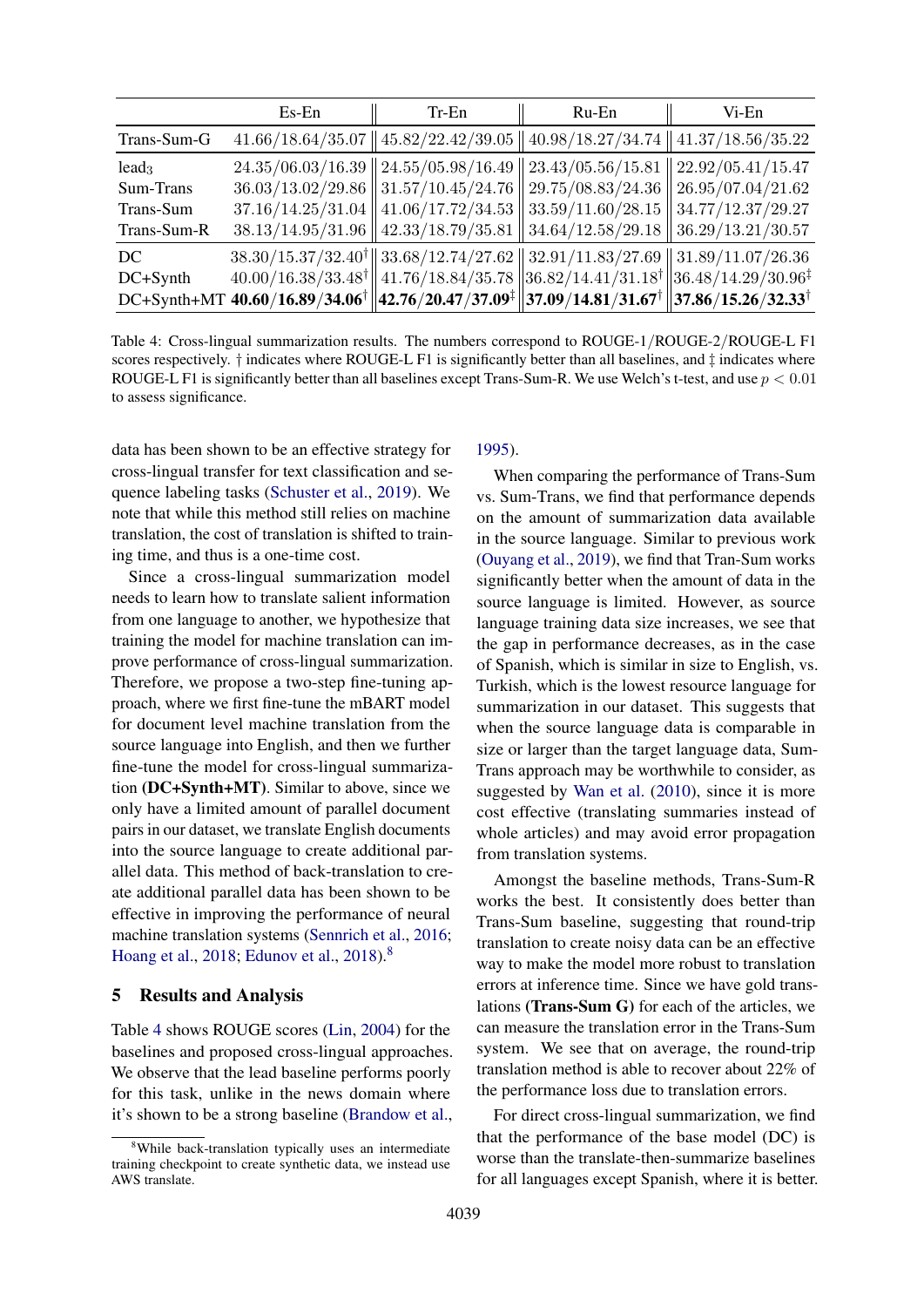| | Es-En | Tr-En | Ru-En | Vi-En |
|---|---|---|---|---|
| Trans-Sum-G | 41.66/18.64/35.07 | 45.82/22.42/39.05 | 40.98/18.27/34.74 | 41.37/18.56/35.22 |
| lead$_3$ | 24.35/06.03/16.39 | 24.55/05.98/16.49 | 23.43/05.56/15.81 | 22.92/05.41/15.47 |
| Sum-Trans | 36.03/13.02/29.86 | 31.57/10.45/24.76 | 29.75/08.83/24.36 | 26.95/07.04/21.62 |
| Trans-Sum | 37.16/14.25/31.04 | 41.06/17.72/34.53 | 33.59/11.60/28.15 | 34.77/12.37/29.27 |
| Trans-Sum-R | 38.13/14.95/31.96 | 42.33/18.79/35.81 | 34.64/12.58/29.18 | 36.29/13.21/30.57 |
| DC | 38.30/15.37/32.40$^\dagger$ | 33.68/12.74/27.62 | 32.91/11.83/27.69 | 31.89/11.07/26.36 |
| DC+Synth | 40.00/16.38/33.48$^\dagger$ | 41.76/18.84/35.78 | 36.82/14.41/31.18$^\dagger$ | 36.48/14.29/30.96$^\ddagger$ |
| DC+Synth+MT | **40.60/16.89/34.06**$^\dagger$ | **42.76/20.47/37.09**$^\ddagger$ | **37.09/14.81/31.67**$^\dagger$ | **37.86/15.26/32.33**$^\dagger$ |

Table 4: Cross-lingual summarization results. The numbers correspond to ROUGE-1/ROUGE-2/ROUGE-L F1 scores respectively. † indicates where ROUGE-L F1 is significantly better than all baselines, and ‡ indicates where ROUGE-L F1 is significantly better than all baselines except Trans-Sum-R. We use Welch's t-test, and use $p < 0.01$ to assess significance.

data has been shown to be an effective strategy for cross-lingual transfer for text classification and sequence labeling tasks (Schuster et al., 2019). We note that while this method still relies on machine translation, the cost of translation is shifted to training time, and thus is a one-time cost.

Since a cross-lingual summarization model needs to learn how to translate salient information from one language to another, we hypothesize that training the model for machine translation can improve performance of cross-lingual summarization. Therefore, we propose a two-step fine-tuning approach, where we first fine-tune the mBART model for document level machine translation from the source language into English, and then we further fine-tune the model for cross-lingual summarization (**DC+Synth+MT**). Similar to above, since we only have a limited amount of parallel document pairs in our dataset, we translate English documents into the source language to create additional parallel data. This method of back-translation to create additional parallel data has been shown to be effective in improving the performance of neural machine translation systems (Sennrich et al., 2016; Hoang et al., 2018; Edunov et al., 2018).[8]

## 5 Results and Analysis

Table 4 shows ROUGE scores (Lin, 2004) for the baselines and proposed cross-lingual approaches. We observe that the lead baseline performs poorly for this task, unlike in the news domain where it's shown to be a strong baseline (Brandow et al., 1995).

When comparing the performance of Trans-Sum vs. Sum-Trans, we find that performance depends on the amount of summarization data available in the source language. Similar to previous work (Ouyang et al., 2019), we find that Tran-Sum works significantly better when the amount of data in the source language is limited. However, as source language training data size increases, we see that the gap in performance decreases, as in the case of Spanish, which is similar in size to English, vs. Turkish, which is the lowest resource language for summarization in our dataset. This suggests that when the source language data is comparable in size or larger than the target language data, Sum-Trans approach may be worthwhile to consider, as suggested by Wan et al. (2010), since it is more cost effective (translating summaries instead of whole articles) and may avoid error propagation from translation systems.

Amongst the baseline methods, Trans-Sum-R works the best. It consistently does better than Trans-Sum baseline, suggesting that round-trip translation to create noisy data can be an effective way to make the model more robust to translation errors at inference time. Since we have gold translations **(Trans-Sum G)** for each of the articles, we can measure the translation error in the Trans-Sum system. We see that on average, the round-trip translation method is able to recover about 22% of the performance loss due to translation errors.

For direct cross-lingual summarization, we find that the performance of the base model (DC) is worse than the translate-then-summarize baselines for all languages except Spanish, where it is better.

[8] While back-translation typically uses an intermediate training checkpoint to create synthetic data, we instead use AWS translate.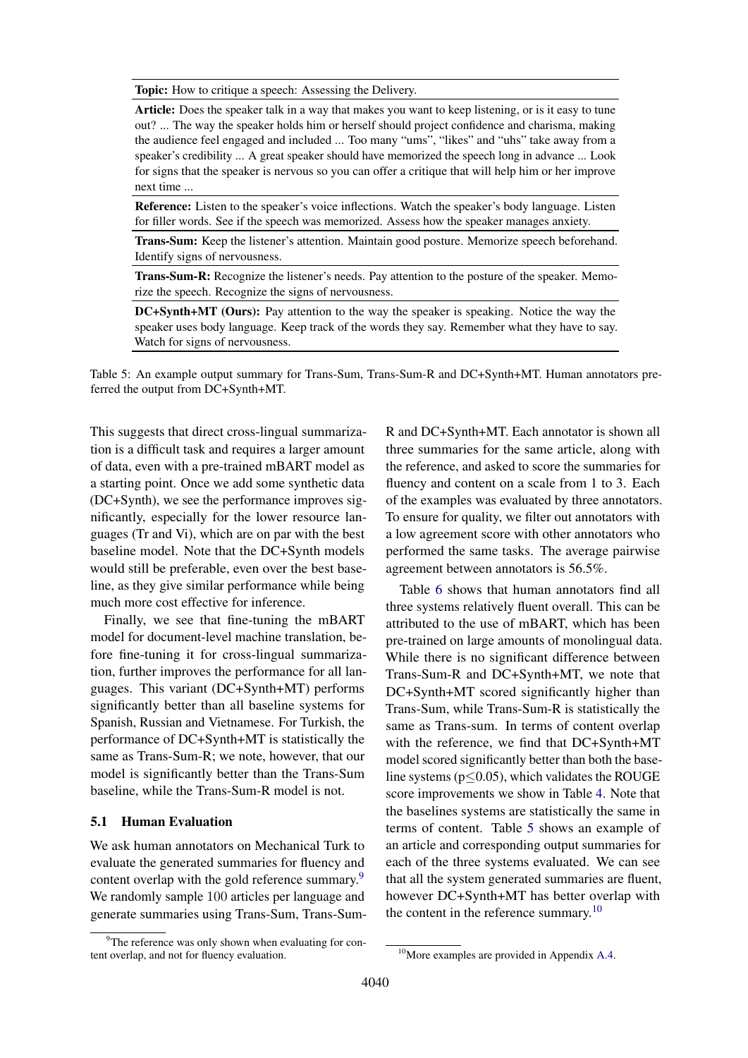| **Topic:** How to critique a speech: Assessing the Delivery. |
| --- |
| **Article:** Does the speaker talk in a way that makes you want to keep listening, or is it easy to tune out? ... The way the speaker holds him or herself should project confidence and charisma, making the audience feel engaged and included ... Too many "ums", "likes" and "uhs" take away from a speaker's credibility ... A great speaker should have memorized the speech long in advance ... Look for signs that the speaker is nervous so you can offer a critique that will help him or her improve next time ... |
| **Reference:** Listen to the speaker's voice inflections. Watch the speaker's body language. Listen for filler words. See if the speech was memorized. Assess how the speaker manages anxiety. |
| **Trans-Sum:** Keep the listener's attention. Maintain good posture. Memorize speech beforehand. Identify signs of nervousness. |
| **Trans-Sum-R:** Recognize the listener's needs. Pay attention to the posture of the speaker. Memorize the speech. Recognize the signs of nervousness. |
| **DC+Synth+MT (Ours):** Pay attention to the way the speaker is speaking. Notice the way the speaker uses body language. Keep track of the words they say. Remember what they have to say. Watch for signs of nervousness. |

Table 5: An example output summary for Trans-Sum, Trans-Sum-R and DC+Synth+MT. Human annotators preferred the output from DC+Synth+MT.

This suggests that direct cross-lingual summarization is a difficult task and requires a larger amount of data, even with a pre-trained mBART model as a starting point. Once we add some synthetic data (DC+Synth), we see the performance improves significantly, especially for the lower resource languages (Tr and Vi), which are on par with the best baseline model. Note that the DC+Synth models would still be preferable, even over the best baseline, as they give similar performance while being much more cost effective for inference.

Finally, we see that fine-tuning the mBART model for document-level machine translation, before fine-tuning it for cross-lingual summarization, further improves the performance for all languages. This variant (DC+Synth+MT) performs significantly better than all baseline systems for Spanish, Russian and Vietnamese. For Turkish, the performance of DC+Synth+MT is statistically the same as Trans-Sum-R; we note, however, that our model is significantly better than the Trans-Sum baseline, while the Trans-Sum-R model is not.

### 5.1 Human Evaluation

We ask human annotators on Mechanical Turk to evaluate the generated summaries for fluency and content overlap with the gold reference summary.[9] We randomly sample 100 articles per language and generate summaries using Trans-Sum, Trans-Sum-R and DC+Synth+MT. Each annotator is shown all three summaries for the same article, along with the reference, and asked to score the summaries for fluency and content on a scale from 1 to 3. Each of the examples was evaluated by three annotators. To ensure for quality, we filter out annotators with a low agreement score with other annotators who performed the same tasks. The average pairwise agreement between annotators is 56.5%.

Table 6 shows that human annotators find all three systems relatively fluent overall. This can be attributed to the use of mBART, which has been pre-trained on large amounts of monolingual data. While there is no significant difference between Trans-Sum-R and DC+Synth+MT, we note that DC+Synth+MT scored significantly higher than Trans-Sum, while Trans-Sum-R is statistically the same as Trans-sum. In terms of content overlap with the reference, we find that DC+Synth+MT model scored significantly better than both the baseline systems ($p \leq 0.05$), which validates the ROUGE score improvements we show in Table 4. Note that the baselines systems are statistically the same in terms of content. Table 5 shows an example of an article and corresponding output summaries for each of the three systems evaluated. We can see that all the system generated summaries are fluent, however DC+Synth+MT has better overlap with the content in the reference summary.[10]

[9] The reference was only shown when evaluating for content overlap, and not for fluency evaluation.

[10] More examples are provided in Appendix A.4.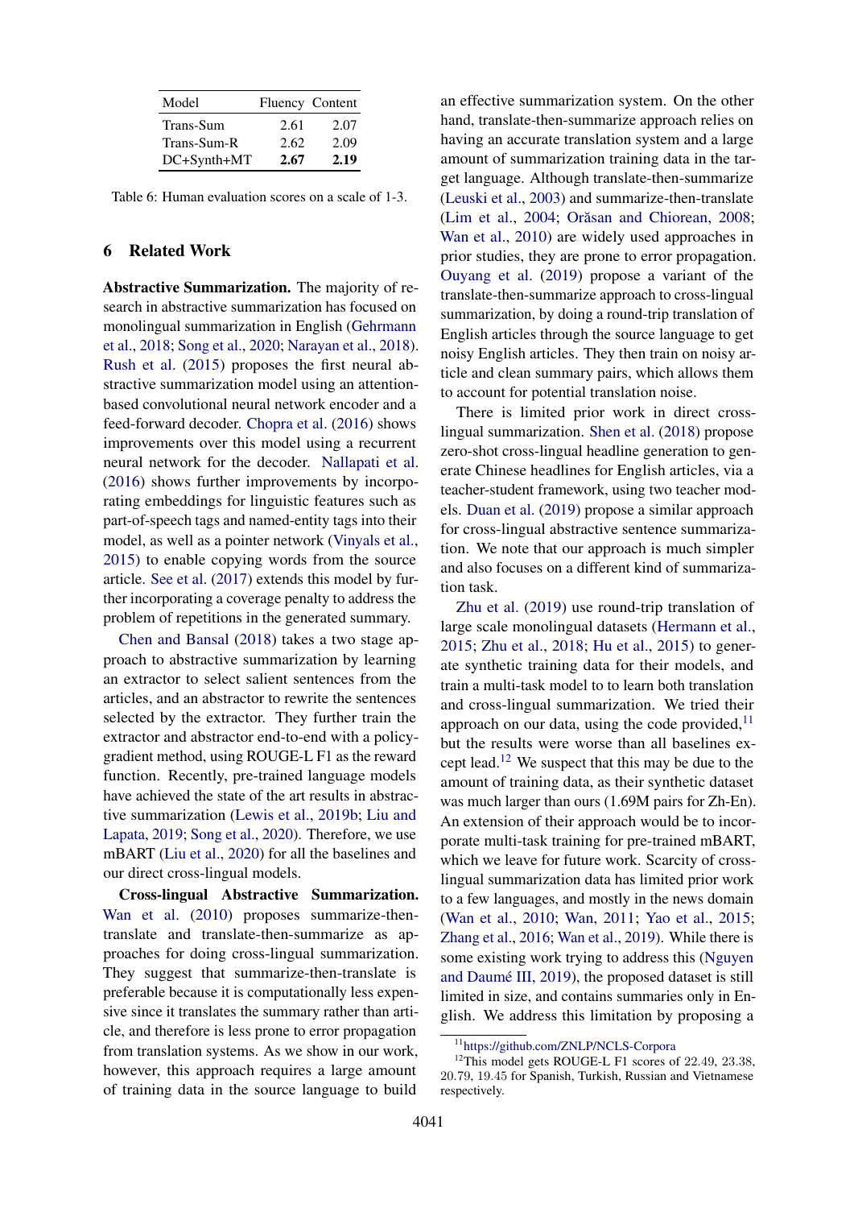| Model | Fluency | Content |
|---|---|---|
| Trans-Sum | 2.61 | 2.07 |
| Trans-Sum-R | 2.62 | 2.09 |
| DC+Synth+MT | **2.67** | **2.19** |

Table 6: Human evaluation scores on a scale of 1-3.

## 6 Related Work

**Abstractive Summarization.** The majority of research in abstractive summarization has focused on monolingual summarization in English (Gehrmann et al., 2018; Song et al., 2020; Narayan et al., 2018). Rush et al. (2015) proposes the first neural abstractive summarization model using an attention-based convolutional neural network encoder and a feed-forward decoder. Chopra et al. (2016) shows improvements over this model using a recurrent neural network for the decoder. Nallapati et al. (2016) shows further improvements by incorporating embeddings for linguistic features such as part-of-speech tags and named-entity tags into their model, as well as a pointer network (Vinyals et al., 2015) to enable copying words from the source article. See et al. (2017) extends this model by further incorporating a coverage penalty to address the problem of repetitions in the generated summary.

Chen and Bansal (2018) takes a two stage approach to abstractive summarization by learning an extractor to select salient sentences from the articles, and an abstractor to rewrite the sentences selected by the extractor. They further train the extractor and abstractor end-to-end with a policy-gradient method, using ROUGE-L F1 as the reward function. Recently, pre-trained language models have achieved the state of the art results in abstractive summarization (Lewis et al., 2019b; Liu and Lapata, 2019; Song et al., 2020). Therefore, we use mBART (Liu et al., 2020) for all the baselines and our direct cross-lingual models.

**Cross-lingual Abstractive Summarization.** Wan et al. (2010) proposes summarize-then-translate and translate-then-summarize as approaches for doing cross-lingual summarization. They suggest that summarize-then-translate is preferable because it is computationally less expensive since it translates the summary rather than article, and therefore is less prone to error propagation from translation systems. As we show in our work, however, this approach requires a large amount of training data in the source language to build an effective summarization system. On the other hand, translate-then-summarize approach relies on having an accurate translation system and a large amount of summarization training data in the target language. Although translate-then-summarize (Leuski et al., 2003) and summarize-then-translate (Lim et al., 2004; Orăsan and Chiorean, 2008; Wan et al., 2010) are widely used approaches in prior studies, they are prone to error propagation. Ouyang et al. (2019) propose a variant of the translate-then-summarize approach to cross-lingual summarization, by doing a round-trip translation of English articles through the source language to get noisy English articles. They then train on noisy article and clean summary pairs, which allows them to account for potential translation noise.

There is limited prior work in direct cross-lingual summarization. Shen et al. (2018) propose zero-shot cross-lingual headline generation to generate Chinese headlines for English articles, via a teacher-student framework, using two teacher models. Duan et al. (2019) propose a similar approach for cross-lingual abstractive sentence summarization. We note that our approach is much simpler and also focuses on a different kind of summarization task.

Zhu et al. (2019) use round-trip translation of large scale monolingual datasets (Hermann et al., 2015; Zhu et al., 2018; Hu et al., 2015) to generate synthetic training data for their models, and train a multi-task model to to learn both translation and cross-lingual summarization. We tried their approach on our data, using the code provided,[11] but the results were worse than all baselines except lead.[12] We suspect that this may be due to the amount of training data, as their synthetic dataset was much larger than ours (1.69M pairs for Zh-En). An extension of their approach would be to incorporate multi-task training for pre-trained mBART, which we leave for future work. Scarcity of cross-lingual summarization data has limited prior work to a few languages, and mostly in the news domain (Wan et al., 2010; Wan, 2011; Yao et al., 2015; Zhang et al., 2016; Wan et al., 2019). While there is some existing work trying to address this (Nguyen and Daumé III, 2019), the proposed dataset is still limited in size, and contains summaries only in English. We address this limitation by proposing a

[11] https://github.com/ZNLP/NCLS-Corpora

[12] This model gets ROUGE-L F1 scores of 22.49, 23.38, 20.79, 19.45 for Spanish, Turkish, Russian and Vietnamese respectively.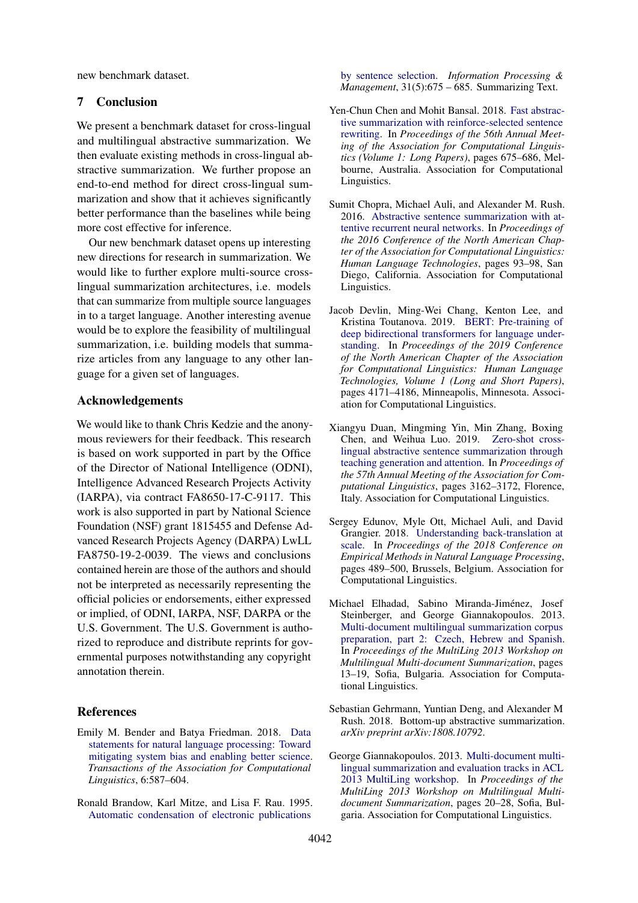new benchmark dataset.

## 7 Conclusion

We present a benchmark dataset for cross-lingual and multilingual abstractive summarization. We then evaluate existing methods in cross-lingual abstractive summarization. We further propose an end-to-end method for direct cross-lingual summarization and show that it achieves significantly better performance than the baselines while being more cost effective for inference.

Our new benchmark dataset opens up interesting new directions for research in summarization. We would like to further explore multi-source cross-lingual summarization architectures, i.e. models that can summarize from multiple source languages in to a target language. Another interesting avenue would be to explore the feasibility of multilingual summarization, i.e. building models that summarize articles from any language to any other language for a given set of languages.

## Acknowledgements

We would like to thank Chris Kedzie and the anonymous reviewers for their feedback. This research is based on work supported in part by the Office of the Director of National Intelligence (ODNI), Intelligence Advanced Research Projects Activity (IARPA), via contract FA8650-17-C-9117. This work is also supported in part by National Science Foundation (NSF) grant 1815455 and Defense Advanced Research Projects Agency (DARPA) LwLL FA8750-19-2-0039. The views and conclusions contained herein are those of the authors and should not be interpreted as necessarily representing the official policies or endorsements, either expressed or implied, of ODNI, IARPA, NSF, DARPA or the U.S. Government. The U.S. Government is authorized to reproduce and distribute reprints for governmental purposes notwithstanding any copyright annotation therein.

## References

Emily M. Bender and Batya Friedman. 2018. Data statements for natural language processing: Toward mitigating system bias and enabling better science. *Transactions of the Association for Computational Linguistics*, 6:587–604.

Ronald Brandow, Karl Mitze, and Lisa F. Rau. 1995. Automatic condensation of electronic publications by sentence selection. *Information Processing & Management*, 31(5):675 – 685. Summarizing Text.

Yen-Chun Chen and Mohit Bansal. 2018. Fast abstractive summarization with reinforce-selected sentence rewriting. In *Proceedings of the 56th Annual Meeting of the Association for Computational Linguistics (Volume 1: Long Papers)*, pages 675–686, Melbourne, Australia. Association for Computational Linguistics.

Sumit Chopra, Michael Auli, and Alexander M. Rush. 2016. Abstractive sentence summarization with attentive recurrent neural networks. In *Proceedings of the 2016 Conference of the North American Chapter of the Association for Computational Linguistics: Human Language Technologies*, pages 93–98, San Diego, California. Association for Computational Linguistics.

Jacob Devlin, Ming-Wei Chang, Kenton Lee, and Kristina Toutanova. 2019. BERT: Pre-training of deep bidirectional transformers for language understanding. In *Proceedings of the 2019 Conference of the North American Chapter of the Association for Computational Linguistics: Human Language Technologies, Volume 1 (Long and Short Papers)*, pages 4171–4186, Minneapolis, Minnesota. Association for Computational Linguistics.

Xiangyu Duan, Mingming Yin, Min Zhang, Boxing Chen, and Weihua Luo. 2019. Zero-shot cross-lingual abstractive sentence summarization through teaching generation and attention. In *Proceedings of the 57th Annual Meeting of the Association for Computational Linguistics*, pages 3162–3172, Florence, Italy. Association for Computational Linguistics.

Sergey Edunov, Myle Ott, Michael Auli, and David Grangier. 2018. Understanding back-translation at scale. In *Proceedings of the 2018 Conference on Empirical Methods in Natural Language Processing*, pages 489–500, Brussels, Belgium. Association for Computational Linguistics.

Michael Elhadad, Sabino Miranda-Jiménez, Josef Steinberger, and George Giannakopoulos. 2013. Multi-document multilingual summarization corpus preparation, part 2: Czech, Hebrew and Spanish. In *Proceedings of the MultiLing 2013 Workshop on Multilingual Multi-document Summarization*, pages 13–19, Sofia, Bulgaria. Association for Computational Linguistics.

Sebastian Gehrmann, Yuntian Deng, and Alexander M Rush. 2018. Bottom-up abstractive summarization. *arXiv preprint arXiv:1808.10792*.

George Giannakopoulos. 2013. Multi-document multilingual summarization and evaluation tracks in ACL 2013 MultiLing workshop. In *Proceedings of the MultiLing 2013 Workshop on Multilingual Multi-document Summarization*, pages 20–28, Sofia, Bulgaria. Association for Computational Linguistics.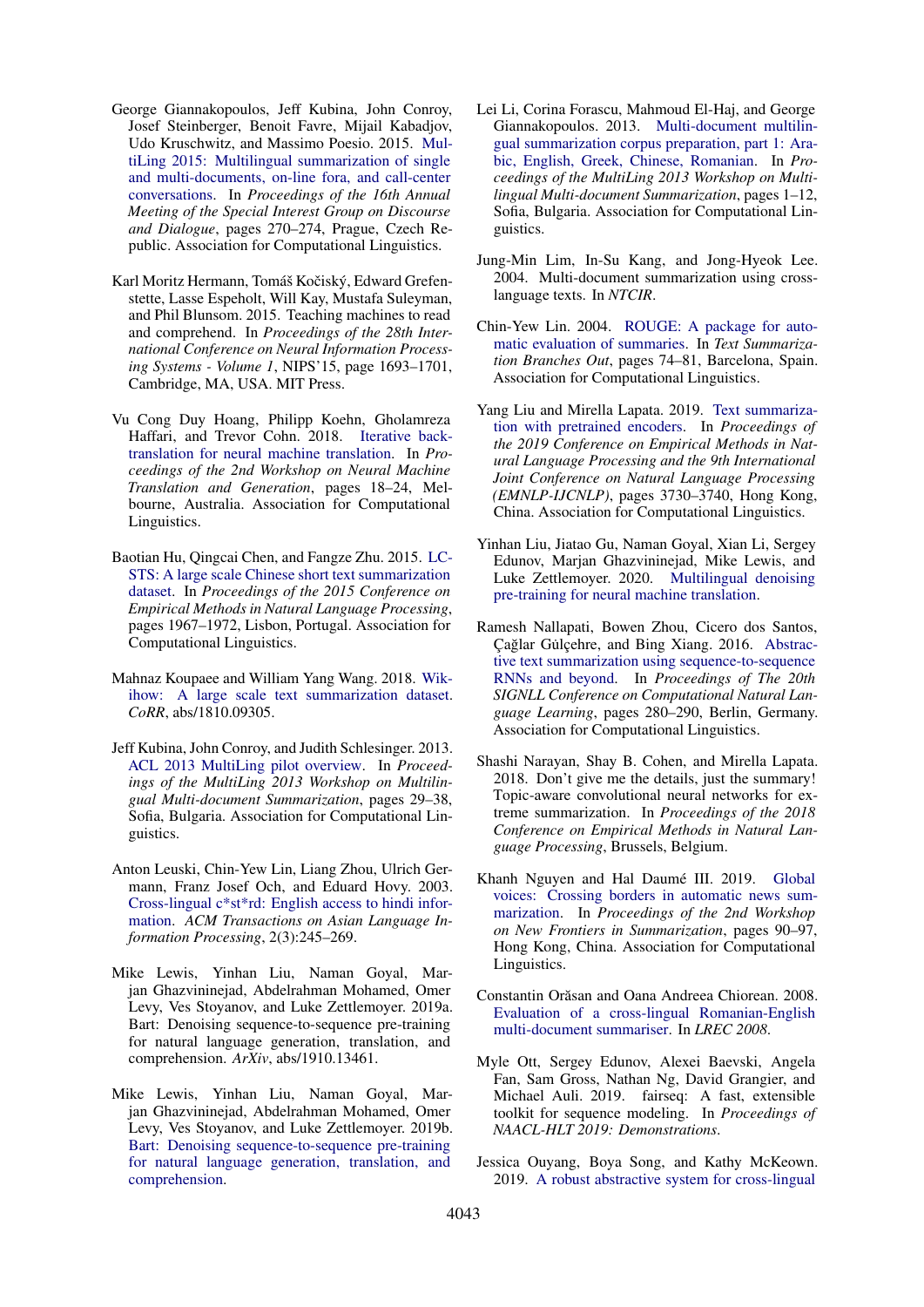George Giannakopoulos, Jeff Kubina, John Conroy, Josef Steinberger, Benoit Favre, Mijail Kabadjov, Udo Kruschwitz, and Massimo Poesio. 2015. MultiLing 2015: Multilingual summarization of single and multi-documents, on-line fora, and call-center conversations. In *Proceedings of the 16th Annual Meeting of the Special Interest Group on Discourse and Dialogue*, pages 270–274, Prague, Czech Republic. Association for Computational Linguistics.

Karl Moritz Hermann, Tomáš Kočiský, Edward Grefenstette, Lasse Espeholt, Will Kay, Mustafa Suleyman, and Phil Blunsom. 2015. Teaching machines to read and comprehend. In *Proceedings of the 28th International Conference on Neural Information Processing Systems - Volume 1*, NIPS'15, page 1693–1701, Cambridge, MA, USA. MIT Press.

Vu Cong Duy Hoang, Philipp Koehn, Gholamreza Haffari, and Trevor Cohn. 2018. Iterative back-translation for neural machine translation. In *Proceedings of the 2nd Workshop on Neural Machine Translation and Generation*, pages 18–24, Melbourne, Australia. Association for Computational Linguistics.

Baotian Hu, Qingcai Chen, and Fangze Zhu. 2015. LCSTS: A large scale Chinese short text summarization dataset. In *Proceedings of the 2015 Conference on Empirical Methods in Natural Language Processing*, pages 1967–1972, Lisbon, Portugal. Association for Computational Linguistics.

Mahnaz Koupaee and William Yang Wang. 2018. Wikihow: A large scale text summarization dataset. *CoRR*, abs/1810.09305.

Jeff Kubina, John Conroy, and Judith Schlesinger. 2013. ACL 2013 MultiLing pilot overview. In *Proceedings of the MultiLing 2013 Workshop on Multilingual Multi-document Summarization*, pages 29–38, Sofia, Bulgaria. Association for Computational Linguistics.

Anton Leuski, Chin-Yew Lin, Liang Zhou, Ulrich Germann, Franz Josef Och, and Eduard Hovy. 2003. Cross-lingual c*st*rd: English access to hindi information. *ACM Transactions on Asian Language Information Processing*, 2(3):245–269.

Mike Lewis, Yinhan Liu, Naman Goyal, Marjan Ghazvininejad, Abdelrahman Mohamed, Omer Levy, Ves Stoyanov, and Luke Zettlemoyer. 2019a. Bart: Denoising sequence-to-sequence pre-training for natural language generation, translation, and comprehension. *ArXiv*, abs/1910.13461.

Mike Lewis, Yinhan Liu, Naman Goyal, Marjan Ghazvininejad, Abdelrahman Mohamed, Omer Levy, Ves Stoyanov, and Luke Zettlemoyer. 2019b. Bart: Denoising sequence-to-sequence pre-training for natural language generation, translation, and comprehension.

Lei Li, Corina Forascu, Mahmoud El-Haj, and George Giannakopoulos. 2013. Multi-document multilingual summarization corpus preparation, part 1: Arabic, English, Greek, Chinese, Romanian. In *Proceedings of the MultiLing 2013 Workshop on Multilingual Multi-document Summarization*, pages 1–12, Sofia, Bulgaria. Association for Computational Linguistics.

Jung-Min Lim, In-Su Kang, and Jong-Hyeok Lee. 2004. Multi-document summarization using cross-language texts. In *NTCIR*.

Chin-Yew Lin. 2004. ROUGE: A package for automatic evaluation of summaries. In *Text Summarization Branches Out*, pages 74–81, Barcelona, Spain. Association for Computational Linguistics.

Yang Liu and Mirella Lapata. 2019. Text summarization with pretrained encoders. In *Proceedings of the 2019 Conference on Empirical Methods in Natural Language Processing and the 9th International Joint Conference on Natural Language Processing (EMNLP-IJCNLP)*, pages 3730–3740, Hong Kong, China. Association for Computational Linguistics.

Yinhan Liu, Jiatao Gu, Naman Goyal, Xian Li, Sergey Edunov, Marjan Ghazvininejad, Mike Lewis, and Luke Zettlemoyer. 2020. Multilingual denoising pre-training for neural machine translation.

Ramesh Nallapati, Bowen Zhou, Cicero dos Santos, Çağlar Gúlçehre, and Bing Xiang. 2016. Abstractive text summarization using sequence-to-sequence RNNs and beyond. In *Proceedings of The 20th SIGNLL Conference on Computational Natural Language Learning*, pages 280–290, Berlin, Germany. Association for Computational Linguistics.

Shashi Narayan, Shay B. Cohen, and Mirella Lapata. 2018. Don't give me the details, just the summary! Topic-aware convolutional neural networks for extreme summarization. In *Proceedings of the 2018 Conference on Empirical Methods in Natural Language Processing*, Brussels, Belgium.

Khanh Nguyen and Hal Daumé III. 2019. Global voices: Crossing borders in automatic news summarization. In *Proceedings of the 2nd Workshop on New Frontiers in Summarization*, pages 90–97, Hong Kong, China. Association for Computational Linguistics.

Constantin Orăsan and Oana Andreea Chiorean. 2008. Evaluation of a cross-lingual Romanian-English multi-document summariser. In *LREC 2008*.

Myle Ott, Sergey Edunov, Alexei Baevski, Angela Fan, Sam Gross, Nathan Ng, David Grangier, and Michael Auli. 2019. fairseq: A fast, extensible toolkit for sequence modeling. In *Proceedings of NAACL-HLT 2019: Demonstrations*.

Jessica Ouyang, Boya Song, and Kathy McKeown. 2019. A robust abstractive system for cross-lingual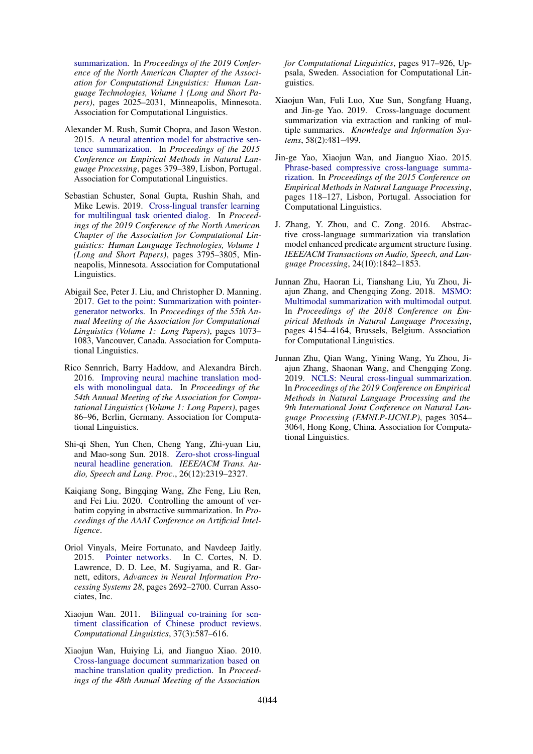summarization. In *Proceedings of the 2019 Conference of the North American Chapter of the Association for Computational Linguistics: Human Language Technologies, Volume 1 (Long and Short Papers)*, pages 2025–2031, Minneapolis, Minnesota. Association for Computational Linguistics.

Alexander M. Rush, Sumit Chopra, and Jason Weston. 2015. A neural attention model for abstractive sentence summarization. In *Proceedings of the 2015 Conference on Empirical Methods in Natural Language Processing*, pages 379–389, Lisbon, Portugal. Association for Computational Linguistics.

Sebastian Schuster, Sonal Gupta, Rushin Shah, and Mike Lewis. 2019. Cross-lingual transfer learning for multilingual task oriented dialog. In *Proceedings of the 2019 Conference of the North American Chapter of the Association for Computational Linguistics: Human Language Technologies, Volume 1 (Long and Short Papers)*, pages 3795–3805, Minneapolis, Minnesota. Association for Computational Linguistics.

Abigail See, Peter J. Liu, and Christopher D. Manning. 2017. Get to the point: Summarization with pointer-generator networks. In *Proceedings of the 55th Annual Meeting of the Association for Computational Linguistics (Volume 1: Long Papers)*, pages 1073–1083, Vancouver, Canada. Association for Computational Linguistics.

Rico Sennrich, Barry Haddow, and Alexandra Birch. 2016. Improving neural machine translation models with monolingual data. In *Proceedings of the 54th Annual Meeting of the Association for Computational Linguistics (Volume 1: Long Papers)*, pages 86–96, Berlin, Germany. Association for Computational Linguistics.

Shi-qi Shen, Yun Chen, Cheng Yang, Zhi-yuan Liu, and Mao-song Sun. 2018. Zero-shot cross-lingual neural headline generation. *IEEE/ACM Trans. Audio, Speech and Lang. Proc.*, 26(12):2319–2327.

Kaiqiang Song, Bingqing Wang, Zhe Feng, Liu Ren, and Fei Liu. 2020. Controlling the amount of verbatim copying in abstractive summarization. In *Proceedings of the AAAI Conference on Artificial Intelligence*.

Oriol Vinyals, Meire Fortunato, and Navdeep Jaitly. 2015. Pointer networks. In C. Cortes, N. D. Lawrence, D. D. Lee, M. Sugiyama, and R. Garnett, editors, *Advances in Neural Information Processing Systems 28*, pages 2692–2700. Curran Associates, Inc.

Xiaojun Wan. 2011. Bilingual co-training for sentiment classification of Chinese product reviews. *Computational Linguistics*, 37(3):587–616.

Xiaojun Wan, Huiying Li, and Jianguo Xiao. 2010. Cross-language document summarization based on machine translation quality prediction. In *Proceedings of the 48th Annual Meeting of the Association for Computational Linguistics*, pages 917–926, Uppsala, Sweden. Association for Computational Linguistics.

Xiaojun Wan, Fuli Luo, Xue Sun, Songfang Huang, and Jin-ge Yao. 2019. Cross-language document summarization via extraction and ranking of multiple summaries. *Knowledge and Information Systems*, 58(2):481–499.

Jin-ge Yao, Xiaojun Wan, and Jianguo Xiao. 2015. Phrase-based compressive cross-language summarization. In *Proceedings of the 2015 Conference on Empirical Methods in Natural Language Processing*, pages 118–127, Lisbon, Portugal. Association for Computational Linguistics.

J. Zhang, Y. Zhou, and C. Zong. 2016. Abstractive cross-language summarization via translation model enhanced predicate argument structure fusing. *IEEE/ACM Transactions on Audio, Speech, and Language Processing*, 24(10):1842–1853.

Junnan Zhu, Haoran Li, Tianshang Liu, Yu Zhou, Jiajun Zhang, and Chengqing Zong. 2018. MSMO: Multimodal summarization with multimodal output. In *Proceedings of the 2018 Conference on Empirical Methods in Natural Language Processing*, pages 4154–4164, Brussels, Belgium. Association for Computational Linguistics.

Junnan Zhu, Qian Wang, Yining Wang, Yu Zhou, Jiajun Zhang, Shaonan Wang, and Chengqing Zong. 2019. NCLS: Neural cross-lingual summarization. In *Proceedings of the 2019 Conference on Empirical Methods in Natural Language Processing and the 9th International Joint Conference on Natural Language Processing (EMNLP-IJCNLP)*, pages 3054–3064, Hong Kong, China. Association for Computational Linguistics.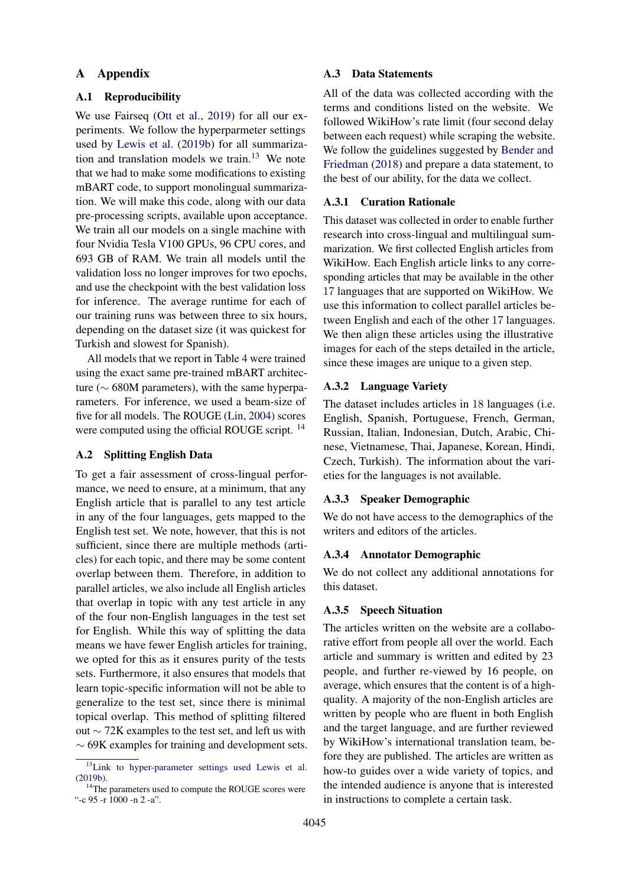# A Appendix

## A.1 Reproducibility

We use Fairseq (Ott et al., 2019) for all our experiments. We follow the hyperparmeter settings used by Lewis et al. (2019b) for all summarization and translation models we train.[13] We note that we had to make some modifications to existing mBART code, to support monolingual summarization. We will make this code, along with our data pre-processing scripts, available upon acceptance. We train all our models on a single machine with four Nvidia Tesla V100 GPUs, 96 CPU cores, and 693 GB of RAM. We train all models until the validation loss no longer improves for two epochs, and use the checkpoint with the best validation loss for inference. The average runtime for each of our training runs was between three to six hours, depending on the dataset size (it was quickest for Turkish and slowest for Spanish).

All models that we report in Table 4 were trained using the exact same pre-trained mBART architecture ($\sim$ 680M parameters), with the same hyperparameters. For inference, we used a beam-size of five for all models. The ROUGE (Lin, 2004) scores were computed using the official ROUGE script. [14]

## A.2 Splitting English Data

To get a fair assessment of cross-lingual performance, we need to ensure, at a minimum, that any English article that is parallel to any test article in any of the four languages, gets mapped to the English test set. We note, however, that this is not sufficient, since there are multiple methods (articles) for each topic, and there may be some content overlap between them. Therefore, in addition to parallel articles, we also include all English articles that overlap in topic with any test article in any of the four non-English languages in the test set for English. While this way of splitting the data means we have fewer English articles for training, we opted for this as it ensures purity of the tests sets. Furthermore, it also ensures that models that learn topic-specific information will not be able to generalize to the test set, since there is minimal topical overlap. This method of splitting filtered out $\sim$ 72K examples to the test set, and left us with $\sim$ 69K examples for training and development sets.

[13] Link to hyper-parameter settings used Lewis et al. (2019b).

[14] The parameters used to compute the ROUGE scores were "-c 95 -r 1000 -n 2 -a".

## A.3 Data Statements

All of the data was collected according with the terms and conditions listed on the website. We followed WikiHow's rate limit (four second delay between each request) while scraping the website. We follow the guidelines suggested by Bender and Friedman (2018) and prepare a data statement, to the best of our ability, for the data we collect.

### A.3.1 Curation Rationale

This dataset was collected in order to enable further research into cross-lingual and multilingual summarization. We first collected English articles from WikiHow. Each English article links to any corresponding articles that may be available in the other 17 languages that are supported on WikiHow. We use this information to collect parallel articles between English and each of the other 17 languages. We then align these articles using the illustrative images for each of the steps detailed in the article, since these images are unique to a given step.

### A.3.2 Language Variety

The dataset includes articles in 18 languages (i.e. English, Spanish, Portuguese, French, German, Russian, Italian, Indonesian, Dutch, Arabic, Chinese, Vietnamese, Thai, Japanese, Korean, Hindi, Czech, Turkish). The information about the varieties for the languages is not available.

### A.3.3 Speaker Demographic

We do not have access to the demographics of the writers and editors of the articles.

### A.3.4 Annotator Demographic

We do not collect any additional annotations for this dataset.

### A.3.5 Speech Situation

The articles written on the website are a collaborative effort from people all over the world. Each article and summary is written and edited by 23 people, and further re-viewed by 16 people, on average, which ensures that the content is of a high-quality. A majority of the non-English articles are written by people who are fluent in both English and the target language, and are further reviewed by WikiHow's international translation team, before they are published. The articles are written as how-to guides over a wide variety of topics, and the intended audience is anyone that is interested in instructions to complete a certain task.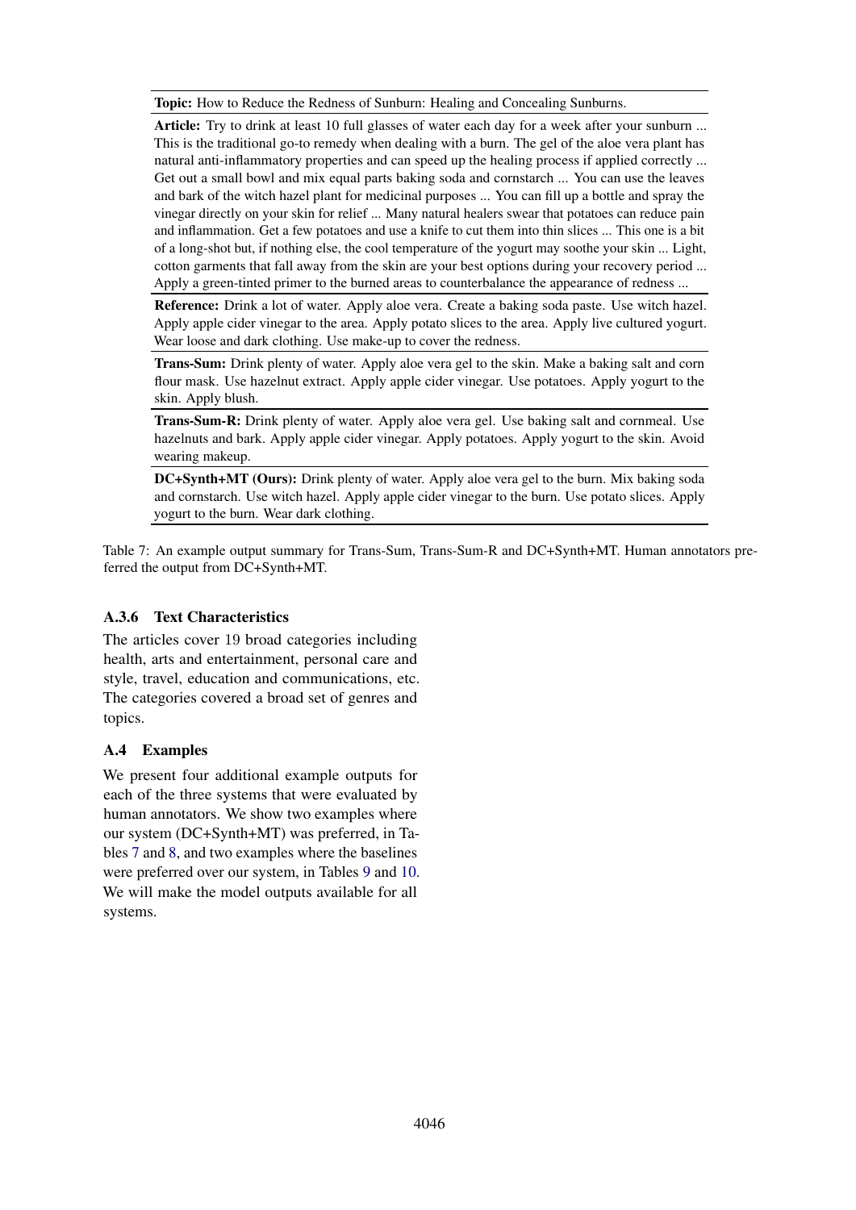| **Topic:** How to Reduce the Redness of Sunburn: Healing and Concealing Sunburns. |
|---|
| **Article:** Try to drink at least 10 full glasses of water each day for a week after your sunburn ... This is the traditional go-to remedy when dealing with a burn. The gel of the aloe vera plant has natural anti-inflammatory properties and can speed up the healing process if applied correctly ... Get out a small bowl and mix equal parts baking soda and cornstarch ... You can use the leaves and bark of the witch hazel plant for medicinal purposes ... You can fill up a bottle and spray the vinegar directly on your skin for relief ... Many natural healers swear that potatoes can reduce pain and inflammation. Get a few potatoes and use a knife to cut them into thin slices ... This one is a bit of a long-shot but, if nothing else, the cool temperature of the yogurt may soothe your skin ... Light, cotton garments that fall away from the skin are your best options during your recovery period ... Apply a green-tinted primer to the burned areas to counterbalance the appearance of redness ... |
| **Reference:** Drink a lot of water. Apply aloe vera. Create a baking soda paste. Use witch hazel. Apply apple cider vinegar to the area. Apply potato slices to the area. Apply live cultured yogurt. Wear loose and dark clothing. Use make-up to cover the redness. |
| **Trans-Sum:** Drink plenty of water. Apply aloe vera gel to the skin. Make a baking salt and corn flour mask. Use hazelnut extract. Apply apple cider vinegar. Use potatoes. Apply yogurt to the skin. Apply blush. |
| **Trans-Sum-R:** Drink plenty of water. Apply aloe vera gel. Use baking salt and cornmeal. Use hazelnuts and bark. Apply apple cider vinegar. Apply potatoes. Apply yogurt to the skin. Avoid wearing makeup. |
| **DC+Synth+MT (Ours):** Drink plenty of water. Apply aloe vera gel to the burn. Mix baking soda and cornstarch. Use witch hazel. Apply apple cider vinegar to the burn. Use potato slices. Apply yogurt to the burn. Wear dark clothing. |

Table 7: An example output summary for Trans-Sum, Trans-Sum-R and DC+Synth+MT. Human annotators preferred the output from DC+Synth+MT.

### A.3.6 Text Characteristics

The articles cover 19 broad categories including health, arts and entertainment, personal care and style, travel, education and communications, etc. The categories covered a broad set of genres and topics.

## A.4 Examples

We present four additional example outputs for each of the three systems that were evaluated by human annotators. We show two examples where our system (DC+Synth+MT) was preferred, in Tables 7 and 8, and two examples where the baselines were preferred over our system, in Tables 9 and 10. We will make the model outputs available for all systems.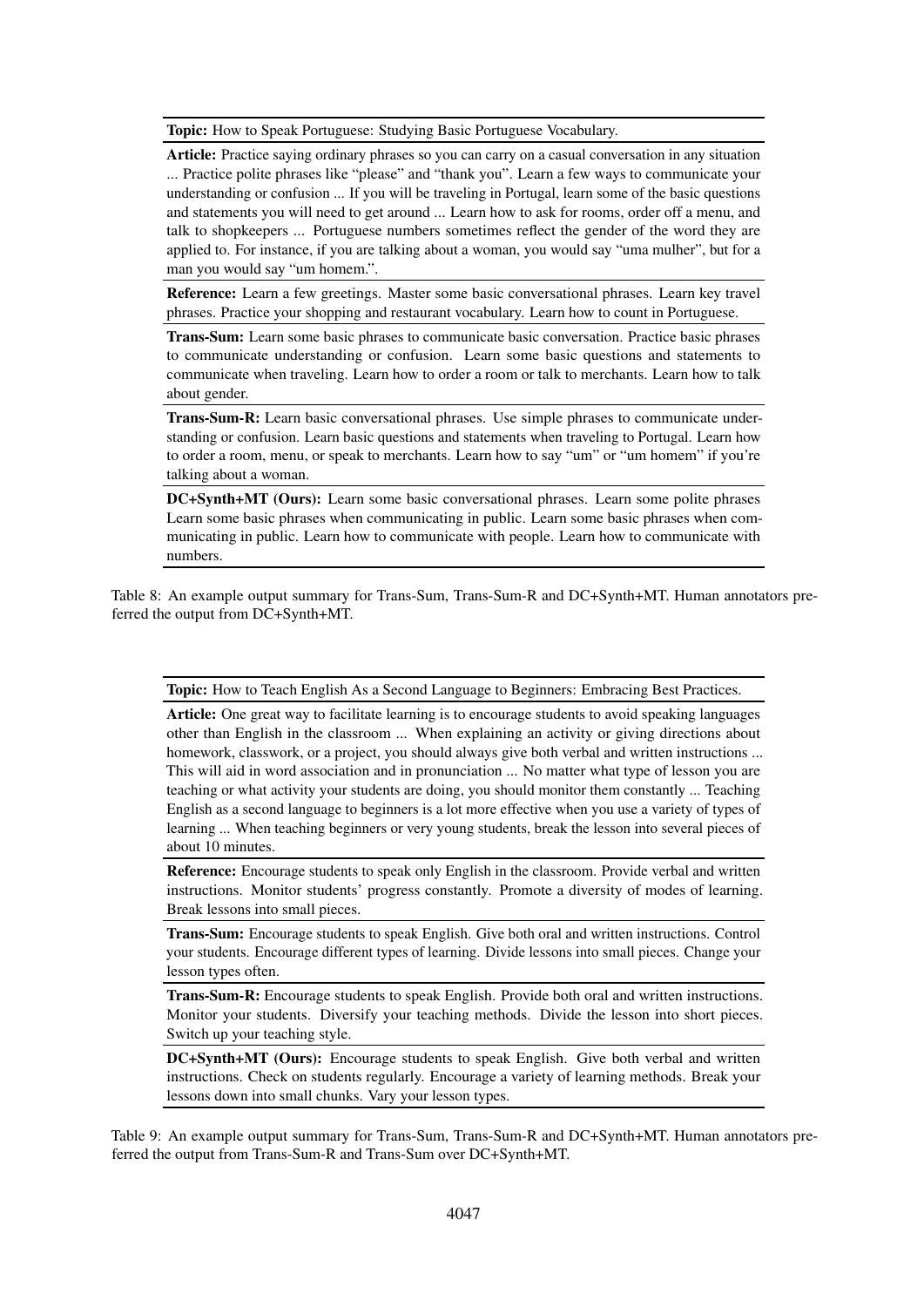**Topic:** How to Speak Portuguese: Studying Basic Portuguese Vocabulary.

**Article:** Practice saying ordinary phrases so you can carry on a casual conversation in any situation ... Practice polite phrases like "please" and "thank you". Learn a few ways to communicate your understanding or confusion ... If you will be traveling in Portugal, learn some of the basic questions and statements you will need to get around ... Learn how to ask for rooms, order off a menu, and talk to shopkeepers ... Portuguese numbers sometimes reflect the gender of the word they are applied to. For instance, if you are talking about a woman, you would say "uma mulher", but for a man you would say "um homem.".

**Reference:** Learn a few greetings. Master some basic conversational phrases. Learn key travel phrases. Practice your shopping and restaurant vocabulary. Learn how to count in Portuguese.

**Trans-Sum:** Learn some basic phrases to communicate basic conversation. Practice basic phrases to communicate understanding or confusion. Learn some basic questions and statements to communicate when traveling. Learn how to order a room or talk to merchants. Learn how to talk about gender.

**Trans-Sum-R:** Learn basic conversational phrases. Use simple phrases to communicate understanding or confusion. Learn basic questions and statements when traveling to Portugal. Learn how to order a room, menu, or speak to merchants. Learn how to say "um" or "um homem" if you're talking about a woman.

**DC+Synth+MT (Ours):** Learn some basic conversational phrases. Learn some polite phrases Learn some basic phrases when communicating in public. Learn some basic phrases when communicating in public. Learn how to communicate with people. Learn how to communicate with numbers.

Table 8: An example output summary for Trans-Sum, Trans-Sum-R and DC+Synth+MT. Human annotators preferred the output from DC+Synth+MT.

**Topic:** How to Teach English As a Second Language to Beginners: Embracing Best Practices.

**Article:** One great way to facilitate learning is to encourage students to avoid speaking languages other than English in the classroom ... When explaining an activity or giving directions about homework, classwork, or a project, you should always give both verbal and written instructions ... This will aid in word association and in pronunciation ... No matter what type of lesson you are teaching or what activity your students are doing, you should monitor them constantly ... Teaching English as a second language to beginners is a lot more effective when you use a variety of types of learning ... When teaching beginners or very young students, break the lesson into several pieces of about 10 minutes.

**Reference:** Encourage students to speak only English in the classroom. Provide verbal and written instructions. Monitor students' progress constantly. Promote a diversity of modes of learning. Break lessons into small pieces.

**Trans-Sum:** Encourage students to speak English. Give both oral and written instructions. Control your students. Encourage different types of learning. Divide lessons into small pieces. Change your lesson types often.

**Trans-Sum-R:** Encourage students to speak English. Provide both oral and written instructions. Monitor your students. Diversify your teaching methods. Divide the lesson into short pieces. Switch up your teaching style.

**DC+Synth+MT (Ours):** Encourage students to speak English. Give both verbal and written instructions. Check on students regularly. Encourage a variety of learning methods. Break your lessons down into small chunks. Vary your lesson types.

Table 9: An example output summary for Trans-Sum, Trans-Sum-R and DC+Synth+MT. Human annotators preferred the output from Trans-Sum-R and Trans-Sum over DC+Synth+MT.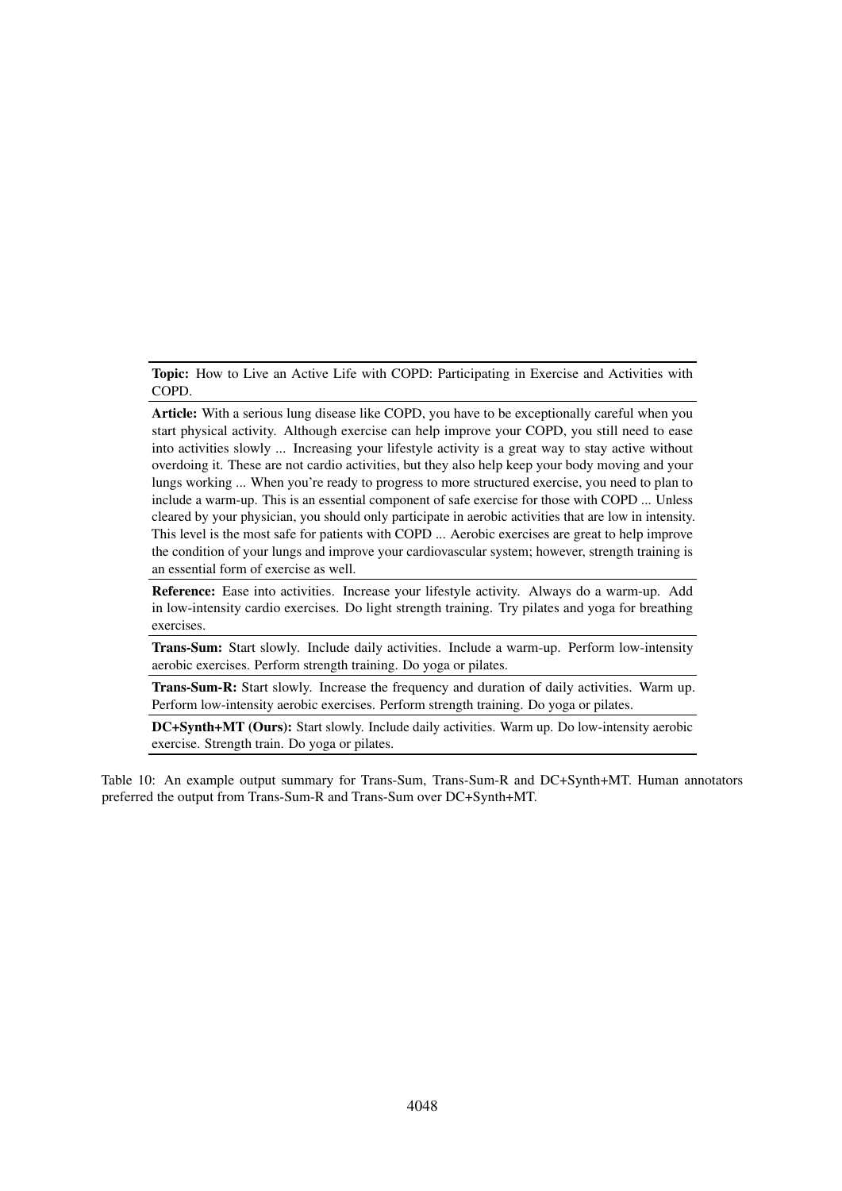| | |
|---|---|
| **Topic:** How to Live an Active Life with COPD: Participating in Exercise and Activities with COPD. | |
| **Article:** With a serious lung disease like COPD, you have to be exceptionally careful when you start physical activity. Although exercise can help improve your COPD, you still need to ease into activities slowly ... Increasing your lifestyle activity is a great way to stay active without overdoing it. These are not cardio activities, but they also help keep your body moving and your lungs working ... When you're ready to progress to more structured exercise, you need to plan to include a warm-up. This is an essential component of safe exercise for those with COPD ... Unless cleared by your physician, you should only participate in aerobic activities that are low in intensity. This level is the most safe for patients with COPD ... Aerobic exercises are great to help improve the condition of your lungs and improve your cardiovascular system; however, strength training is an essential form of exercise as well. | |
| **Reference:** Ease into activities. Increase your lifestyle activity. Always do a warm-up. Add in low-intensity cardio exercises. Do light strength training. Try pilates and yoga for breathing exercises. | |
| **Trans-Sum:** Start slowly. Include daily activities. Include a warm-up. Perform low-intensity aerobic exercises. Perform strength training. Do yoga or pilates. | |
| **Trans-Sum-R:** Start slowly. Increase the frequency and duration of daily activities. Warm up. Perform low-intensity aerobic exercises. Perform strength training. Do yoga or pilates. | |
| **DC+Synth+MT (Ours):** Start slowly. Include daily activities. Warm up. Do low-intensity aerobic exercise. Strength train. Do yoga or pilates. | |

Table 10: An example output summary for Trans-Sum, Trans-Sum-R and DC+Synth+MT. Human annotators preferred the output from Trans-Sum-R and Trans-Sum over DC+Synth+MT.